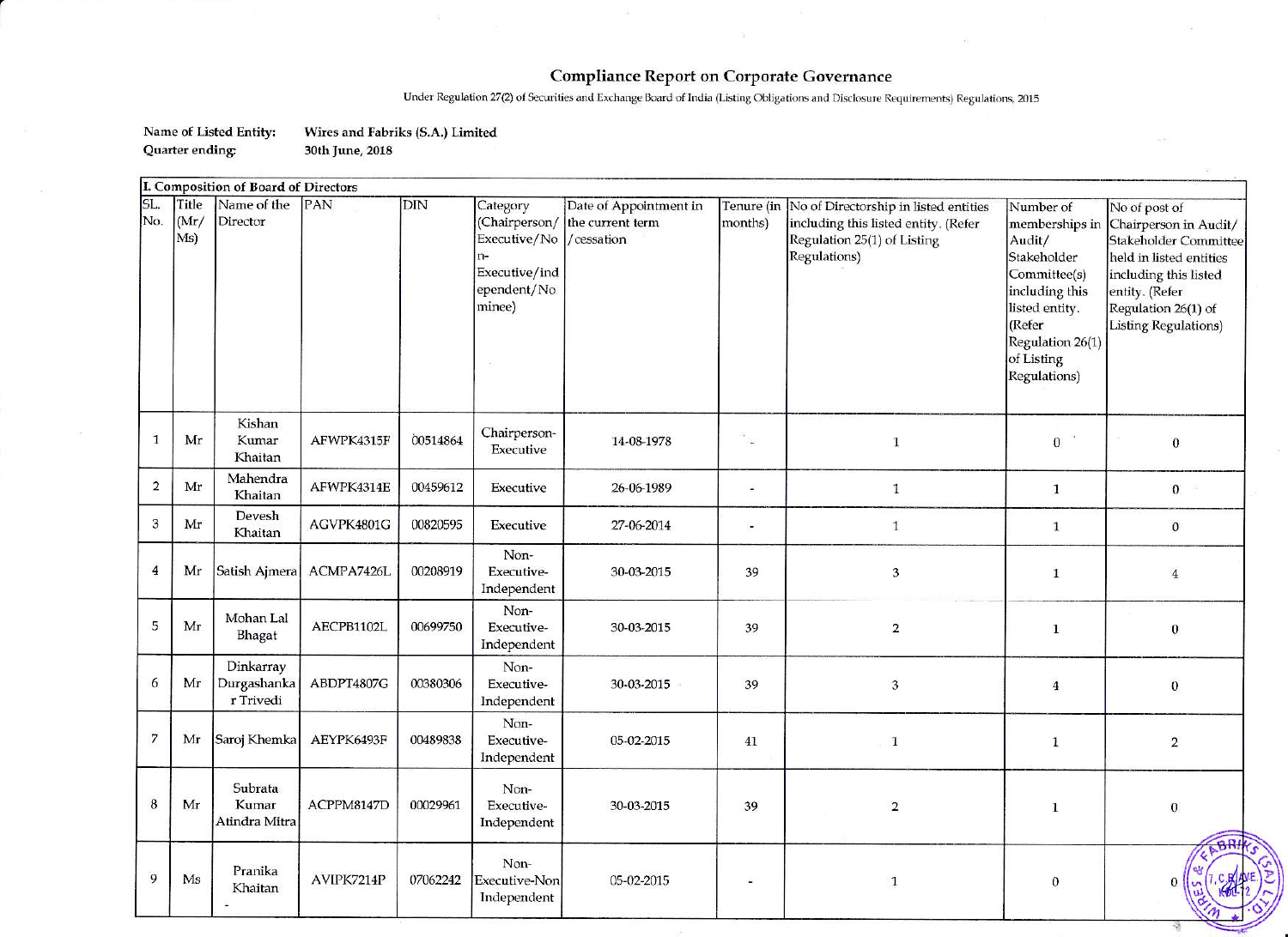# Compliance Report on Corporate Governance

Under Regulation 27(2) of Securities and Exchange Board of India (Listing Obligations and Disclosure Requirements) Regulations, 2015

**Name of Listed Entity:** Wires and Fabriks (S.A.) Limited
**Quarter ending:** 30th June, 2018

**I. Composition of Board of Directors**

| SL. No. | Title (Mr/ Ms) | Name of the Director | PAN | DIN | Category (Chairperson/ Executive/Non-Executive/independent/Nominee) | Date of Appointment in the current term /cessation | Tenure (in months) | No of Directorship in listed entities including this listed entity. (Refer Regulation 25(1) of Listing Regulations) | Number of memberships in Audit/ Stakeholder Committee(s) including this listed entity. (Refer Regulation 26(1) of Listing Regulations) | No of post of Chairperson in Audit/ Stakeholder Committee held in listed entities including this listed entity. (Refer Regulation 26(1) of Listing Regulations) |
|---|---|---|---|---|---|---|---|---|---|---|
| 1 | Mr | Kishan Kumar Khaitan | AFWPK4315F | 00514864 | Chairperson-Executive | 14-08-1978 | - | 1 | 0 | 0 |
| 2 | Mr | Mahendra Khaitan | AFWPK4314E | 00459612 | Executive | 26-06-1989 | - | 1 | 1 | 0 |
| 3 | Mr | Devesh Khaitan | AGVPK4801G | 00820595 | Executive | 27-06-2014 | - | 1 | 1 | 0 |
| 4 | Mr | Satish Ajmera | ACMPA7426L | 00208919 | Non-Executive-Independent | 30-03-2015 | 39 | 3 | 1 | 4 |
| 5 | Mr | Mohan Lal Bhagat | AECPB1102L | 00699750 | Non-Executive-Independent | 30-03-2015 | 39 | 2 | 1 | 0 |
| 6 | Mr | Dinkarray Durgashankar Trivedi | ABDPT4807G | 00380306 | Non-Executive-Independent | 30-03-2015 | 39 | 3 | 4 | 0 |
| 7 | Mr | Saroj Khemka | AEYPK6493F | 00489838 | Non-Executive-Independent | 05-02-2015 | 41 | 1 | 1 | 2 |
| 8 | Mr | Subrata Kumar Atindra Mitra | ACPPM8147D | 00029961 | Non-Executive-Independent | 30-03-2015 | 39 | 2 | 1 | 0 |
| 9 | Ms | Pranika Khaitan | AVIPK7214P | 07062242 | Non-Executive-Non Independent | 05-02-2015 | - | 1 | 0 | 0 |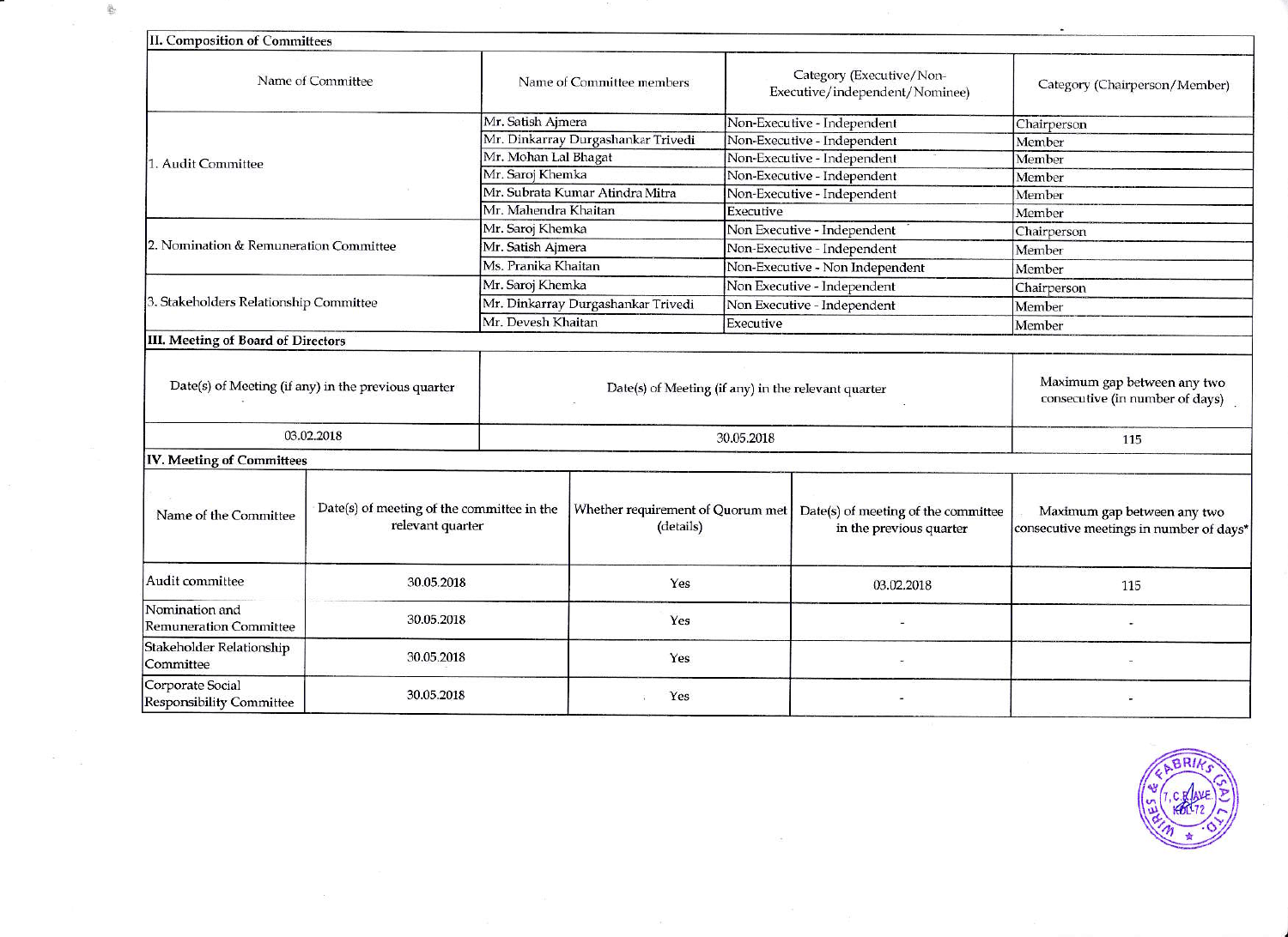## II. Composition of Committees

| Name of Committee | Name of Committee members | Category (Executive/Non-Executive/independent/Nominee) | Category (Chairperson/Member) |
|---|---|---|---|
| 1. Audit Committee | Mr. Satish Ajmera | Non-Executive - Independent | Chairperson |
| | Mr. Dinkarray Durgashankar Trivedi | Non-Executive - Independent | Member |
| | Mr. Mohan Lal Bhagat | Non-Executive - Independent | Member |
| | Mr. Saroj Khemka | Non-Executive - Independent | Member |
| | Mr. Subrata Kumar Atindra Mitra | Non-Executive - Independent | Member |
| | Mr. Mahendra Khaitan | Executive | Member |
| 2. Nomination & Remuneration Committee | Mr. Saroj Khemka | Non Executive - Independent | Chairperson |
| | Mr. Satish Ajmera | Non-Executive - Independent | Member |
| | Ms. Pranika Khaitan | Non-Executive - Non Independent | Member |
| 3. Stakeholders Relationship Committee | Mr. Saroj Khemka | Non Executive - Independent | Chairperson |
| | Mr. Dinkarray Durgashankar Trivedi | Non Executive - Independent | Member |
| | Mr. Devesh Khaitan | Executive | Member |

## III. Meeting of Board of Directors

| Date(s) of Meeting (if any) in the previous quarter | Date(s) of Meeting (if any) in the relevant quarter | Maximum gap between any two consecutive (in number of days) |
|---|---|---|
| 03.02.2018 | 30.05.2018 | 115 |

## IV. Meeting of Committees

| Name of the Committee | Date(s) of meeting of the committee in the relevant quarter | Whether requirement of Quorum met (details) | Date(s) of meeting of the committee in the previous quarter | Maximum gap between any two consecutive meetings in number of days* |
|---|---|---|---|---|
| Audit committee | 30.05.2018 | Yes | 03.02.2018 | 115 |
| Nomination and Remuneration Committee | 30.05.2018 | Yes | - | - |
| Stakeholder Relationship Committee | 30.05.2018 | Yes | - | - |
| Corporate Social Responsibility Committee | 30.05.2018 | Yes | - | - |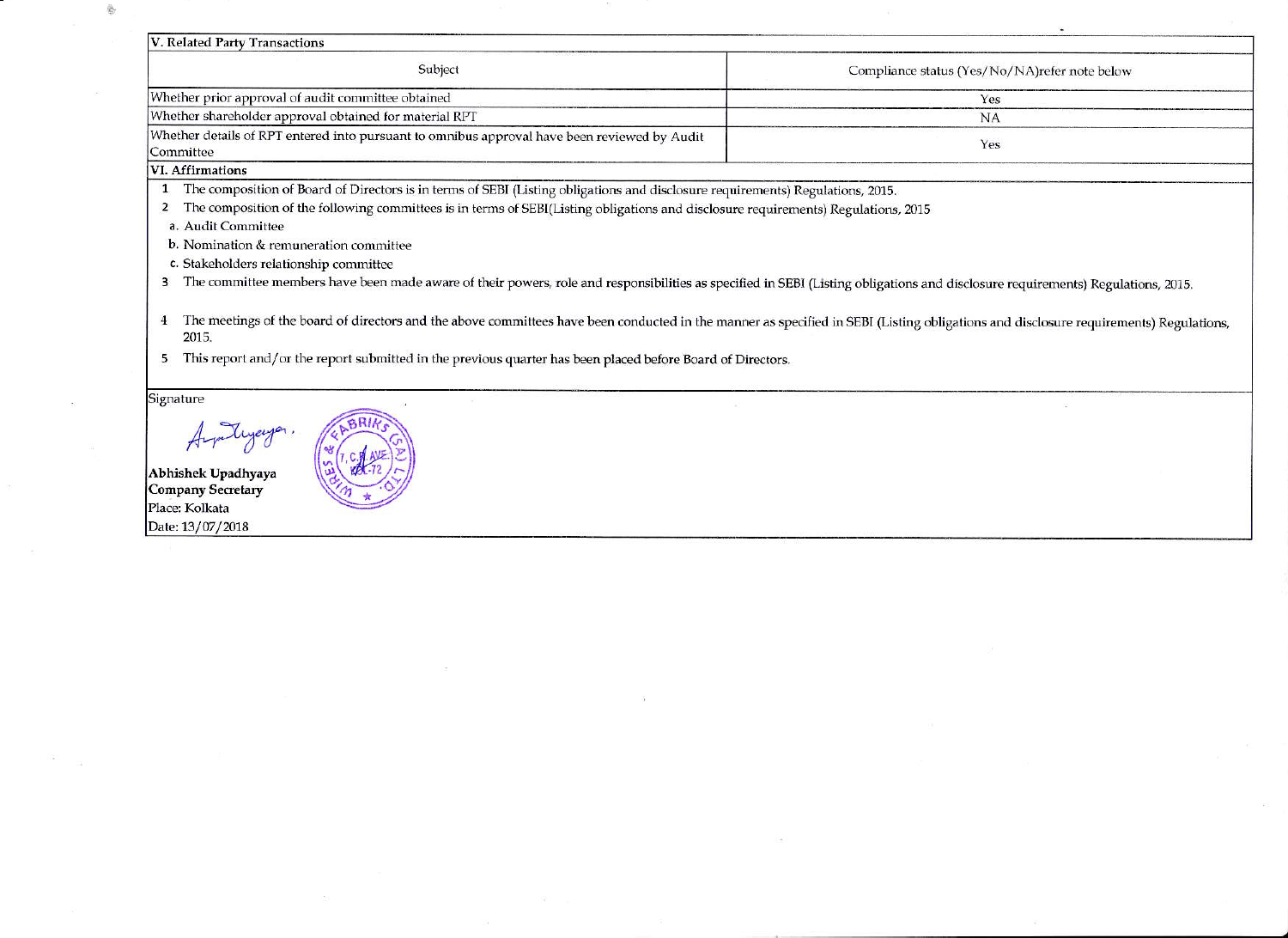## V. Related Party Transactions

| Subject | Compliance status (Yes/No/NA)refer note below |
|---|---|
| Whether prior approval of audit committee obtained | Yes |
| Whether shareholder approval obtained for material RPT | NA |
| Whether details of RPT entered into pursuant to omnibus approval have been reviewed by Audit Committee | Yes |

## VI. Affirmations

1. The composition of Board of Directors is in terms of SEBI (Listing obligations and disclosure requirements) Regulations, 2015.
2. The composition of the following committees is in terms of SEBI(Listing obligations and disclosure requirements) Regulations, 2015
   - a. Audit Committee
   - b. Nomination & remuneration committee
   - c. Stakeholders relationship committee
3. The committee members have been made aware of their powers, role and responsibilities as specified in SEBI (Listing obligations and disclosure requirements) Regulations, 2015.
4. The meetings of the board of directors and the above committees have been conducted in the manner as specified in SEBI (Listing obligations and disclosure requirements) Regulations, 2015.
5. This report and/or the report submitted in the previous quarter has been placed before Board of Directors.

Signature

**Abhishek Upadhyaya**
**Company Secretary**
Place: Kolkata
Date: 13/07/2018